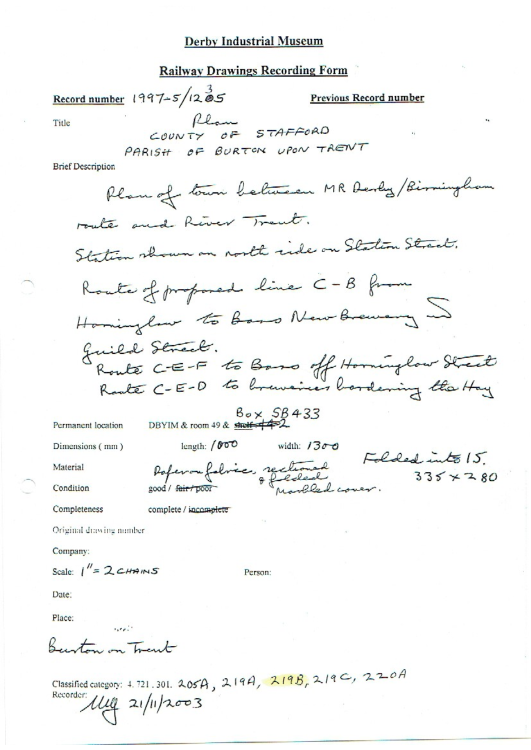# Derby Industrial Museum

## Railway Drawings Recording Form

**Record number** 1997-5/1235

**Previous Record number**

Title: Plan
COUNTY OF STAFFORD
PARISH OF BURTON UPON TRENT

Brief Description

Plan of town between MR Derby/Birmingham route and River Trent.
Station shown on north side on Station Street.
Route of proposed line C-B from Horninglow to Bass New Brewery in Guild Street.
Route C-E-F to Bass off Horninglow Street
Route C-E-D to breweries bordering the Hay

Permanent location: DBYIM & room 49 & ~~shelf 142~~ Box SB433

Dimensions (mm): length: 1000 width: 1300 Folded into 15. 335 × 280

Material: Paper on fabric, sectioned & folded. Marbled cover.

Condition: good / ~~fair / poor~~

Completeness: complete / ~~incomplete~~

Original drawing number

Company:

Scale: 1" = 2 CHAINS

Person:

Date:

Place:

Burton on Trent

Classified category: 4. 721. 301. 205A, 219A, 219B, 219C, 220A

Recorder: MG 21/11/2003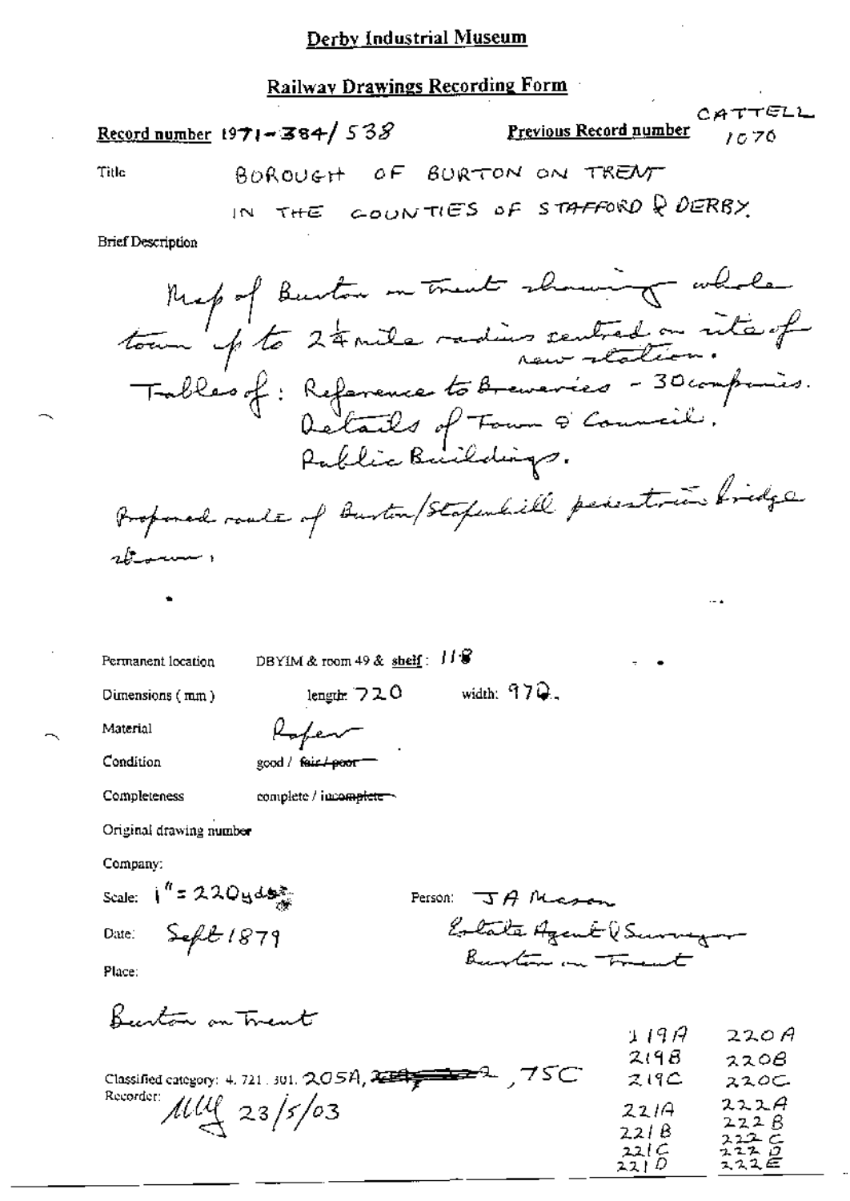# Derby Industrial Museum

## Railway Drawings Recording Form

**Record number** 1971-384/538

**Previous Record number** CATTELL 1070

Title BOROUGH OF BURTON ON TRENT IN THE COUNTIES OF STAFFORD & DERBY.

Brief Description

Map of Burton on Trent showing whole town up to 2¼ mile radius centred on site of new station.
Tables of: Reference to Breweries - 30 companies.
Details of Town & Council.
Public Buildings.

Proposed route of Burton/Stapenhill pedestrian bridge shown.

Permanent location DBYIM & room 49 & shelf: 118

Dimensions (mm) length: 720 width: 970.

Material Paper

Condition good / ~~fair / poor~~

Completeness complete / ~~incomplete~~

Original drawing number

Company:

Scale: 1" = 220 yds

Date: Sept 1879

Person: J A Mason
Estate Agent & Surveyor
Burton on Trent

Place:

Burton on Trent

Classified category: 4. 721. 301. 205A, ~~~~, 75C

219A, 219B, 219C, 221A, 221B, 221C, 221D, 220A, 220B, 220C, 222A, 222B, 222C, 222D, 222E

Recorder: MLY 23/5/03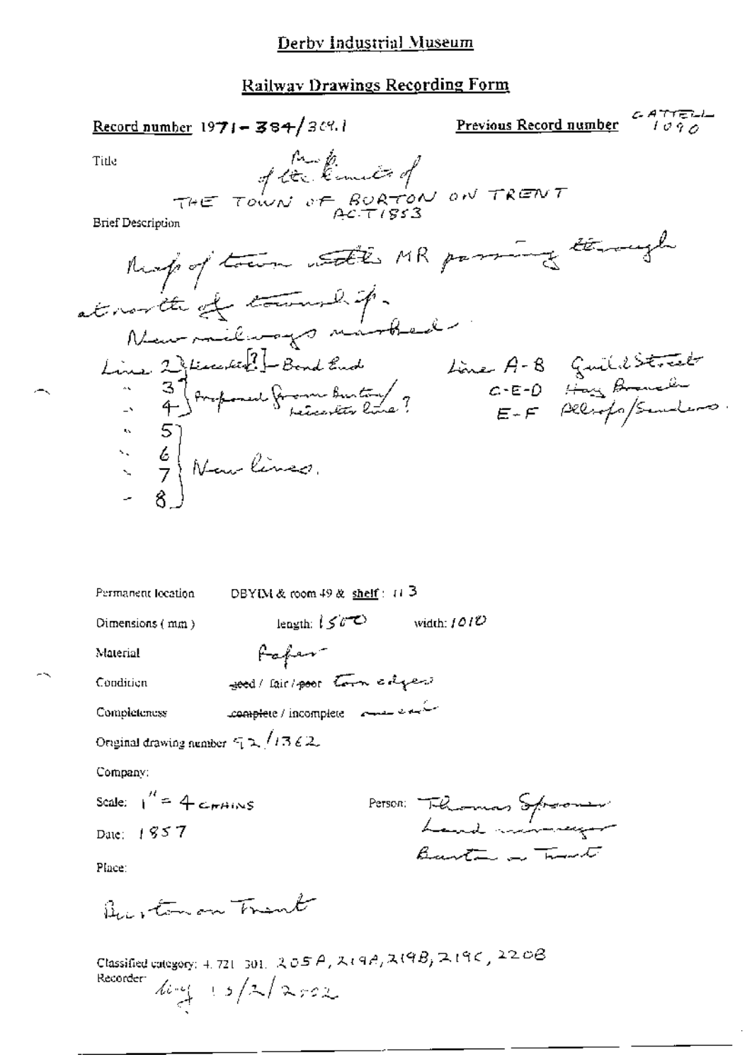Derby Industrial Museum

## Railway Drawings Recording Form

**Record number** 1971-384/309.1 **Previous Record number** CATTELL 1090

Title

Map of the limits of THE TOWN OF BURTON ON TRENT ACT 1853

Brief Description

Map of town with MR passing through at north of township.

New railways marked -

Line 2) Leicester[?] - Bond End
" 3} Proposed from Burton/
" 4} Leicester line ?
" 5}
" 6} New lines.
" 7}
" 8}

Line A-B Guild Street
C-E-D Hay Branch
E-F Allsops/Sanders.

Permanent location DBYIM & room 49 & shelf: 113

Dimensions (mm) length: 1500 width: 1010

Material Paper

Condition ~~good~~ / fair / ~~poor~~ torn edges

Completeness ~~complete~~ / incomplete one end

Original drawing number 92/1362

Company:

Scale: 1" = 4 CHAINS

Date: 1857

Person: Thomas Spooner Land surveyor Burton on Trent

Place:

Burton on Trent

Classified category: 4. 721. 301. 205A, 219A, 219B, 219C, 220B

Recorder: [signature] 13/2/2002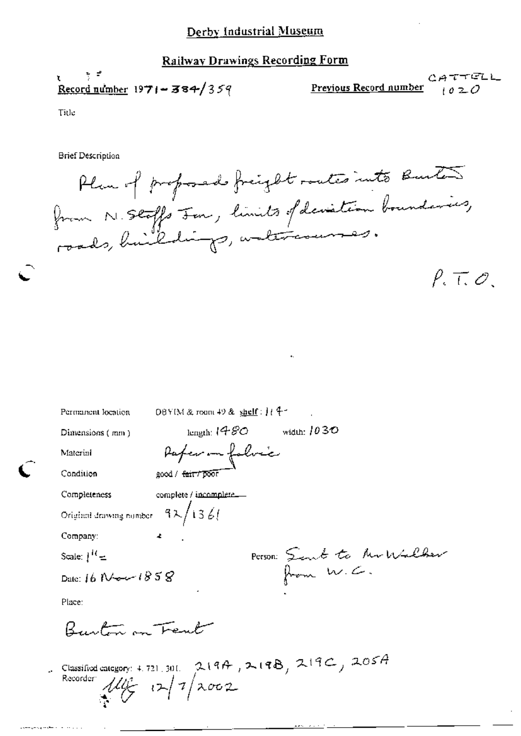Derby Industrial Museum

## Railway Drawings Recording Form

**Record number** 1971-384/359

**Previous Record number** CATTELL 1020

Title

Brief Description

Plan of proposed freight routes into Burton from N. Staffs Jn, limits of deviation boundaries, roads, buildings, watercourses.

P.T.O.

Permanent location DBYIM & room 49 & shelf: 114

Dimensions (mm) length: 1480 width: 1030

Material Paper on fabric

Condition good / ~~fair / poor~~

Completeness complete / incomplete

Original drawing number 92/1361

Company:

Scale: 1" =

Person: Sent to Mr Walker from W.C.

Date: 16 Nov 1858

Place:

Burton on Trent

Classified category: 4.721.301. 219A, 219B, 219C, 205A

Recorder: [initials] 12/7/2002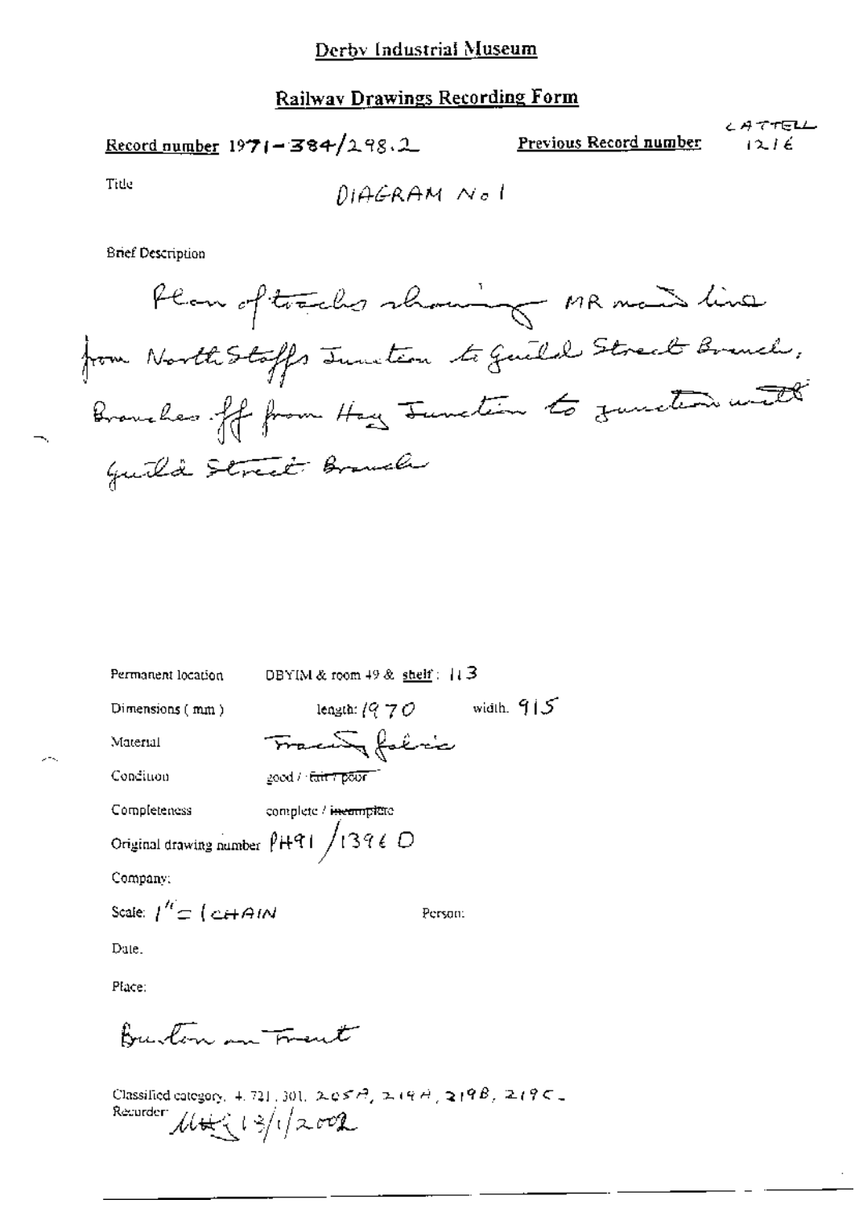Derby Industrial Museum

## Railway Drawings Recording Form

Record number 1971-384/298.2

Previous Record number CATTELL 1216

Title DIAGRAM No 1

Brief Description

Plan of tracks showing MR main line from North Staffs Junction to Guild Street Branch, Branches off from Hay Junction to junction with Guild Street Branch

Permanent location DBYIM & room 49 & shelf: 113

Dimensions (mm) length: 1970 width: 915

Material Tracing fabric

Condition good / ~~fair / poor~~

Completeness complete / ~~incomplete~~

Original drawing number PH91/1396 D

Company:

Scale: 1" = 1 CHAIN

Person:

Date.

Place:

Burton on Trent

Classified category. 4.721.301. 205A, 219A, 219B, 219C.

Recorder: MHC 13/1/2002